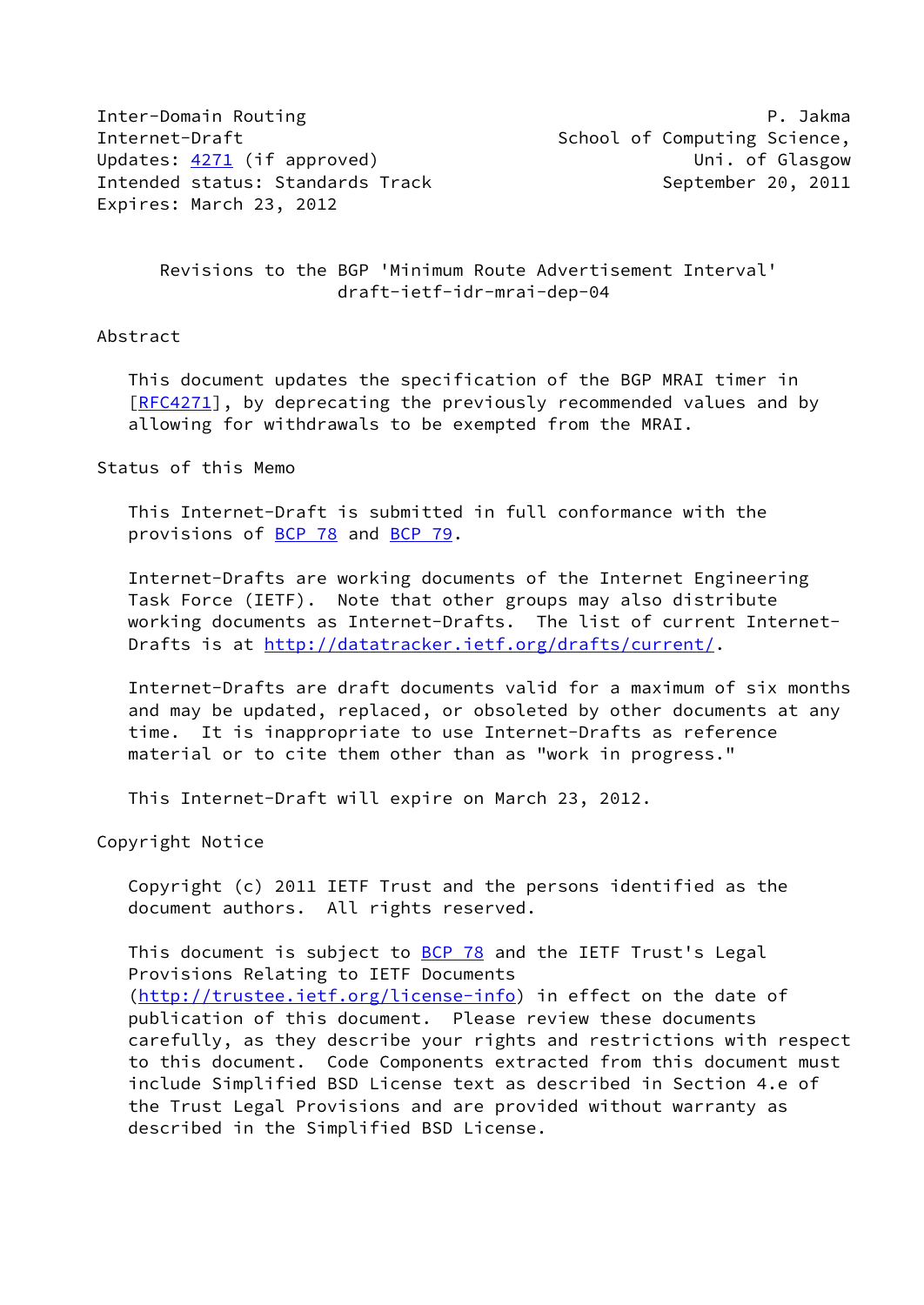Inter-Domain Routing P. Jakma
Internet-Draft School of Computing Science,
Updates: 4271 (if approved) Uni. of Glasgow
Intended status: Standards Track September 20, 2011
Expires: March 23, 2012

# Revisions to the BGP 'Minimum Route Advertisement Interval'
draft-ietf-idr-mrai-dep-04

## Abstract

This document updates the specification of the BGP MRAI timer in [RFC4271], by deprecating the previously recommended values and by allowing for withdrawals to be exempted from the MRAI.

## Status of this Memo

This Internet-Draft is submitted in full conformance with the provisions of BCP 78 and BCP 79.

Internet-Drafts are working documents of the Internet Engineering Task Force (IETF). Note that other groups may also distribute working documents as Internet-Drafts. The list of current Internet-Drafts is at http://datatracker.ietf.org/drafts/current/.

Internet-Drafts are draft documents valid for a maximum of six months and may be updated, replaced, or obsoleted by other documents at any time. It is inappropriate to use Internet-Drafts as reference material or to cite them other than as "work in progress."

This Internet-Draft will expire on March 23, 2012.

## Copyright Notice

Copyright (c) 2011 IETF Trust and the persons identified as the document authors. All rights reserved.

This document is subject to BCP 78 and the IETF Trust's Legal Provisions Relating to IETF Documents (http://trustee.ietf.org/license-info) in effect on the date of publication of this document. Please review these documents carefully, as they describe your rights and restrictions with respect to this document. Code Components extracted from this document must include Simplified BSD License text as described in Section 4.e of the Trust Legal Provisions and are provided without warranty as described in the Simplified BSD License.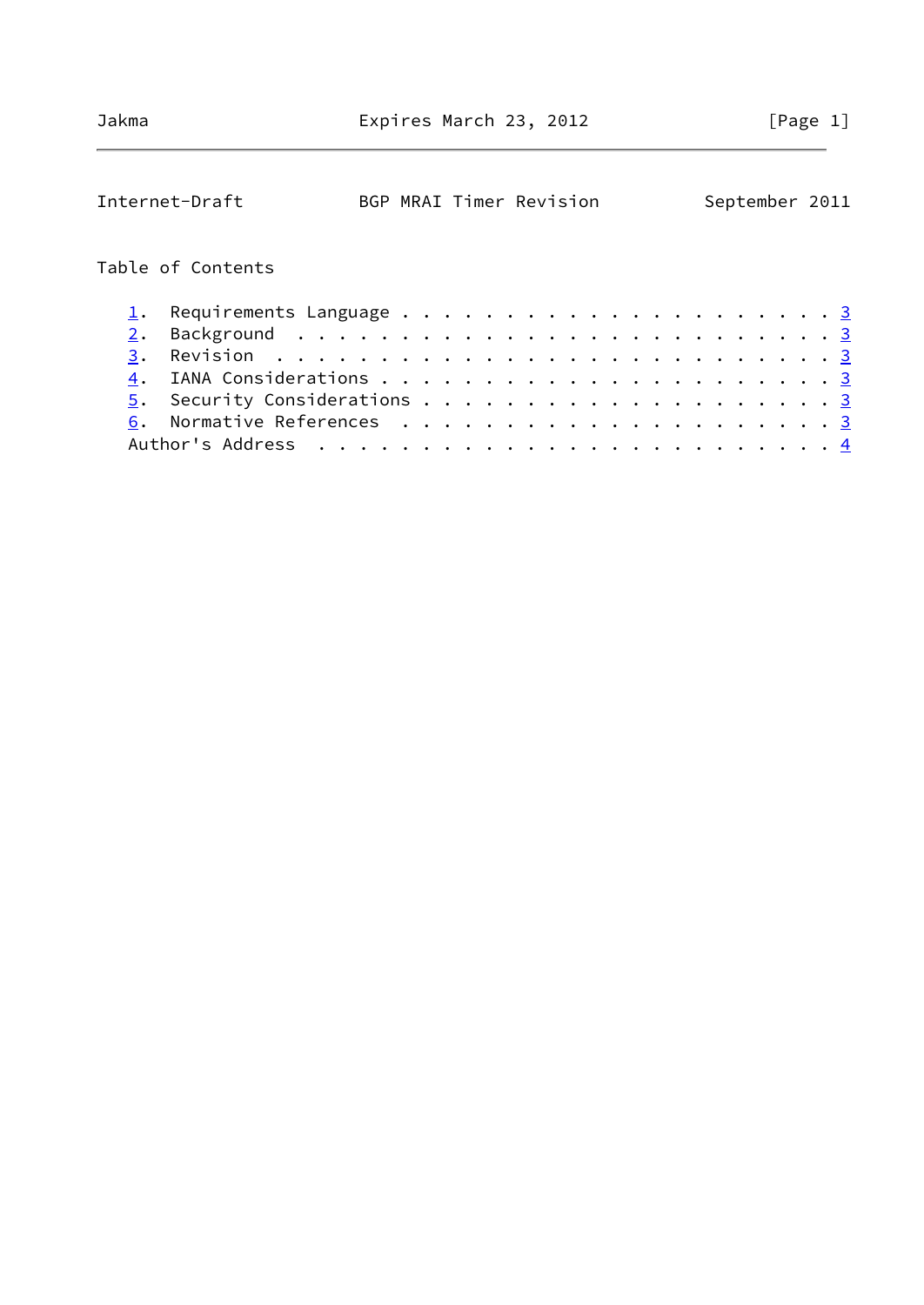Table of Contents

1. Requirements Language . . . . . . . . . . . . . . . . . . . . . 3
2. Background . . . . . . . . . . . . . . . . . . . . . . . . . . 3
3. Revision . . . . . . . . . . . . . . . . . . . . . . . . . . . 3
4. IANA Considerations . . . . . . . . . . . . . . . . . . . . . 3
5. Security Considerations . . . . . . . . . . . . . . . . . . . 3
6. Normative References . . . . . . . . . . . . . . . . . . . . . 3
Author's Address . . . . . . . . . . . . . . . . . . . . . . . . 4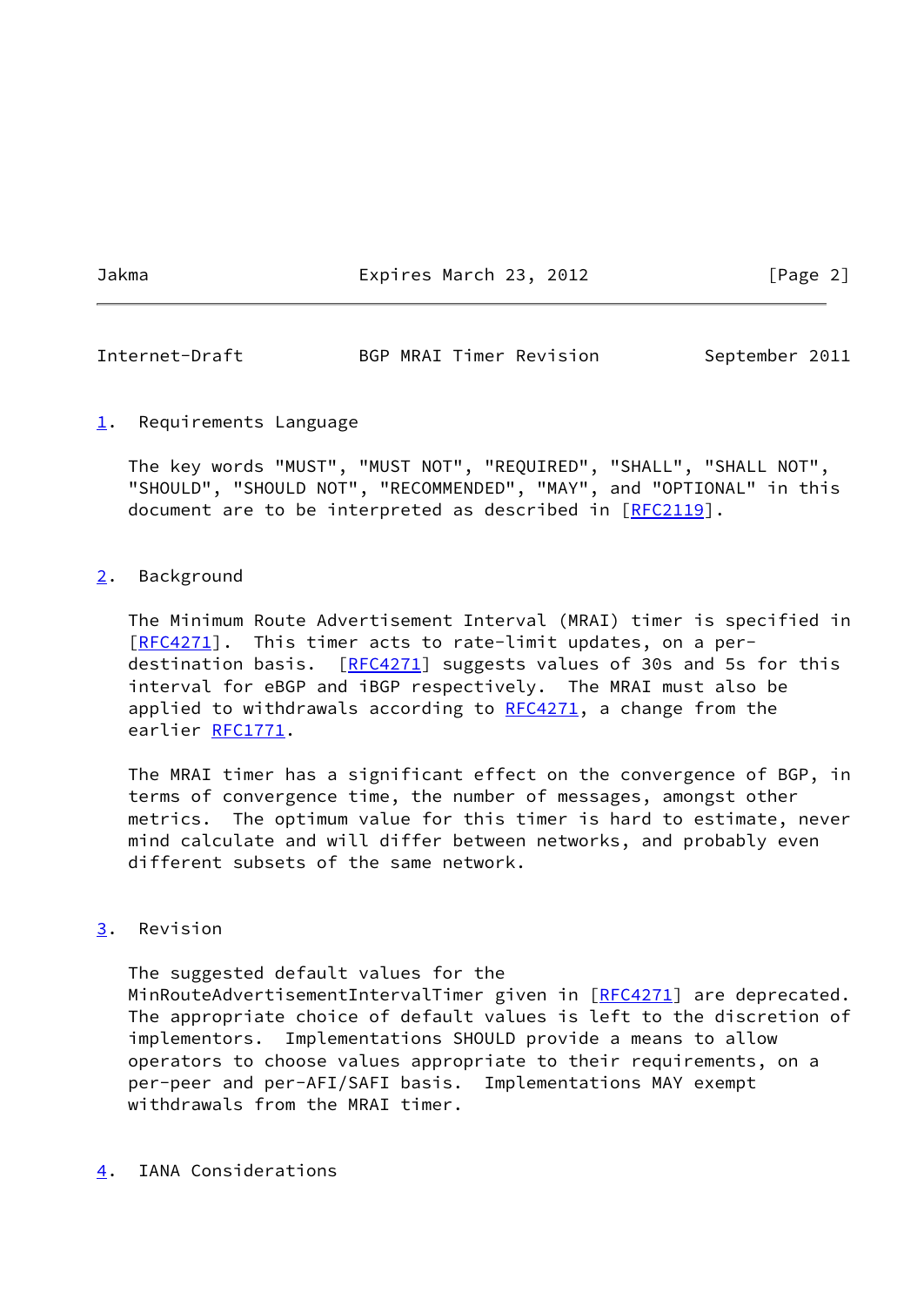## 1. Requirements Language

The key words "MUST", "MUST NOT", "REQUIRED", "SHALL", "SHALL NOT", "SHOULD", "SHOULD NOT", "RECOMMENDED", "MAY", and "OPTIONAL" in this document are to be interpreted as described in [RFC2119].

## 2. Background

The Minimum Route Advertisement Interval (MRAI) timer is specified in [RFC4271]. This timer acts to rate-limit updates, on a per-destination basis. [RFC4271] suggests values of 30s and 5s for this interval for eBGP and iBGP respectively. The MRAI must also be applied to withdrawals according to RFC4271, a change from the earlier RFC1771.

The MRAI timer has a significant effect on the convergence of BGP, in terms of convergence time, the number of messages, amongst other metrics. The optimum value for this timer is hard to estimate, never mind calculate and will differ between networks, and probably even different subsets of the same network.

## 3. Revision

The suggested default values for the MinRouteAdvertisementIntervalTimer given in [RFC4271] are deprecated. The appropriate choice of default values is left to the discretion of implementors. Implementations SHOULD provide a means to allow operators to choose values appropriate to their requirements, on a per-peer and per-AFI/SAFI basis. Implementations MAY exempt withdrawals from the MRAI timer.

## 4. IANA Considerations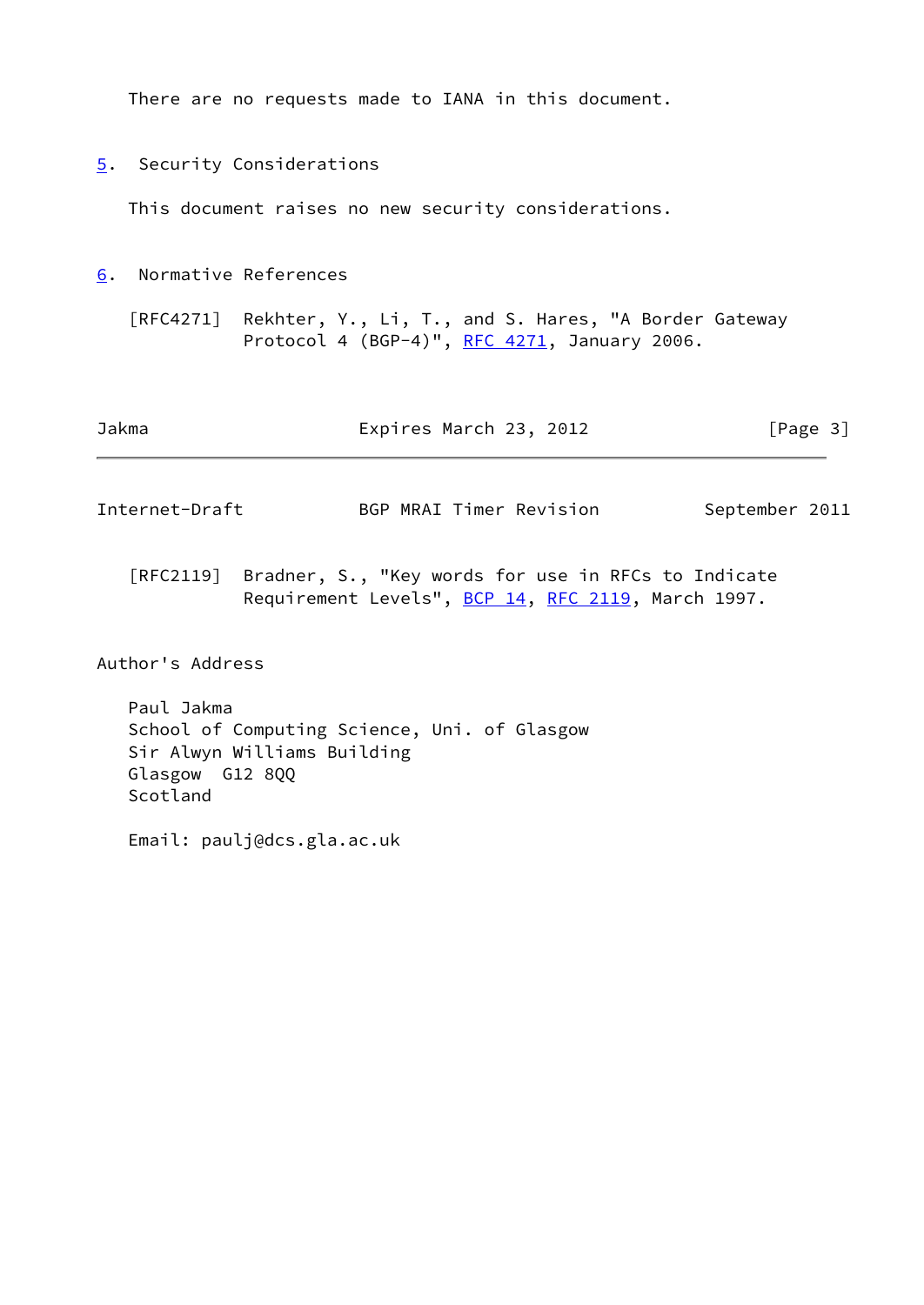There are no requests made to IANA in this document.

## 5. Security Considerations

This document raises no new security considerations.

## 6. Normative References

[RFC4271] Rekhter, Y., Li, T., and S. Hares, "A Border Gateway Protocol 4 (BGP-4)", RFC 4271, January 2006.

[RFC2119] Bradner, S., "Key words for use in RFCs to Indicate Requirement Levels", BCP 14, RFC 2119, March 1997.

## Author's Address

Paul Jakma
School of Computing Science, Uni. of Glasgow
Sir Alwyn Williams Building
Glasgow  G12 8QQ
Scotland

Email: paulj@dcs.gla.ac.uk